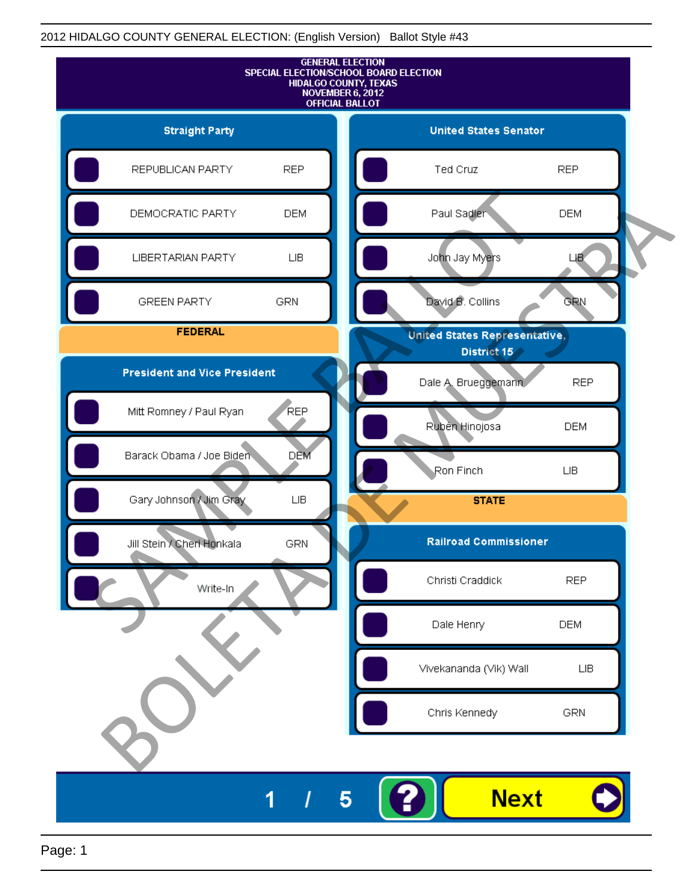2012 HIDALGO COUNTY GENERAL ELECTION: (English Version)   Ballot Style #43

# GENERAL ELECTION
# SPECIAL ELECTION/SCHOOL BOARD ELECTION
# HIDALGO COUNTY, TEXAS
# NOVEMBER 6, 2012
# OFFICIAL BALLOT

## Straight Party

| Candidate | Party |
| --- | --- |
| REPUBLICAN PARTY | REP |
| DEMOCRATIC PARTY | DEM |
| LIBERTARIAN PARTY | LIB |
| GREEN PARTY | GRN |

## FEDERAL

### President and Vice President

| Candidate | Party |
| --- | --- |
| Mitt Romney / Paul Ryan | REP |
| Barack Obama / Joe Biden | DEM |
| Gary Johnson / Jim Gray | LIB |
| Jill Stein / Cheri Honkala | GRN |
| Write-In | |

### United States Senator

| Candidate | Party |
| --- | --- |
| Ted Cruz | REP |
| Paul Sadler | DEM |
| John Jay Myers | LIB |
| David B. Collins | GRN |

### United States Representative, District 15

| Candidate | Party |
| --- | --- |
| Dale A. Brueggemann | REP |
| Rubén Hinojosa | DEM |
| Ron Finch | LIB |

## STATE

### Railroad Commissioner

| Candidate | Party |
| --- | --- |
| Christi Craddick | REP |
| Dale Henry | DEM |
| Vivekananda (Vik) Wall | LIB |
| Chris Kennedy | GRN |

SAMPLE BALLOT
BOLETA DE MUESTRA

1 / 5

Next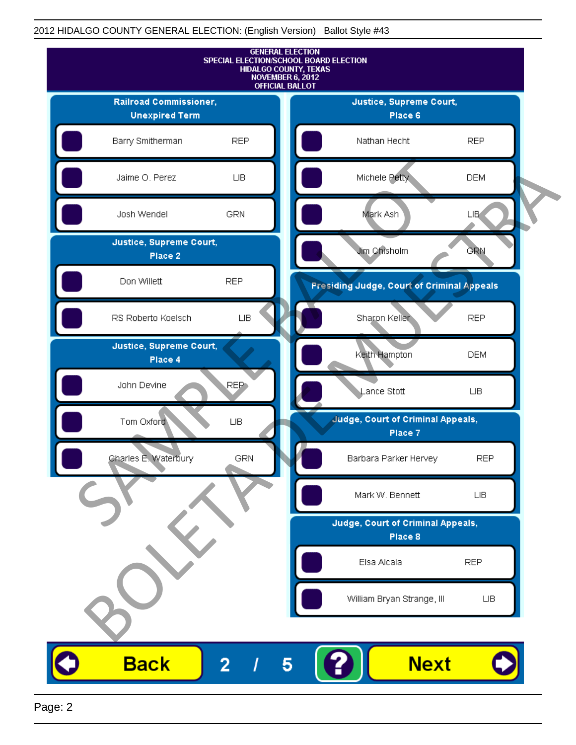2012 HIDALGO COUNTY GENERAL ELECTION: (English Version) Ballot Style #43

GENERAL ELECTION
SPECIAL ELECTION/SCHOOL BOARD ELECTION
HIDALGO COUNTY, TEXAS
NOVEMBER 6, 2012
OFFICIAL BALLOT

**Railroad Commissioner, Unexpired Term**

| Candidate | Party |
|---|---|
| Barry Smitherman | REP |
| Jaime O. Perez | LIB |
| Josh Wendel | GRN |

**Justice, Supreme Court, Place 2**

| Candidate | Party |
|---|---|
| Don Willett | REP |
| RS Roberto Koelsch | LIB |

**Justice, Supreme Court, Place 4**

| Candidate | Party |
|---|---|
| John Devine | REP |
| Tom Oxford | LIB |
| Charles E. Waterbury | GRN |

**Justice, Supreme Court, Place 6**

| Candidate | Party |
|---|---|
| Nathan Hecht | REP |
| Michele Petty | DEM |
| Mark Ash | LIB |
| Jim Chisholm | GRN |

**Presiding Judge, Court of Criminal Appeals**

| Candidate | Party |
|---|---|
| Sharon Keller | REP |
| Keith Hampton | DEM |
| Lance Stott | LIB |

**Judge, Court of Criminal Appeals, Place 7**

| Candidate | Party |
|---|---|
| Barbara Parker Hervey | REP |
| Mark W. Bennett | LIB |

**Judge, Court of Criminal Appeals, Place 8**

| Candidate | Party |
|---|---|
| Elsa Alcala | REP |
| William Bryan Strange, III | LIB |

SAMPLE BALLOT
BOLETA DE MUESTRA

Back 2 / 5 ? Next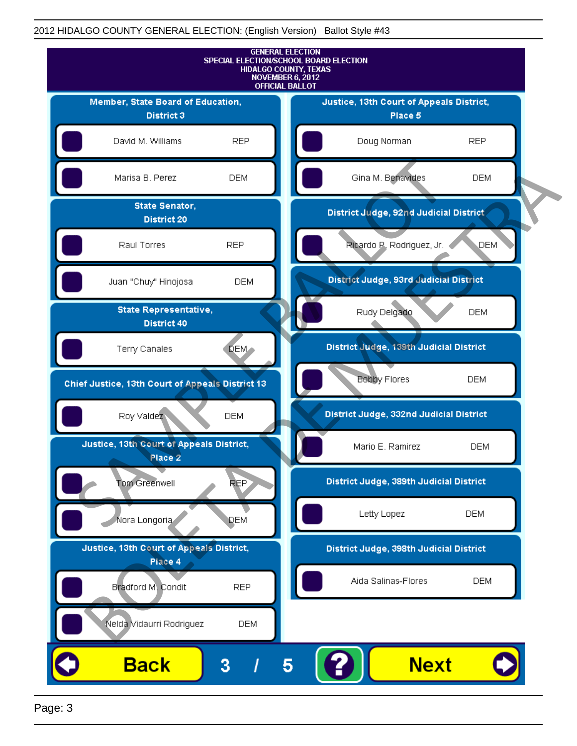2012 HIDALGO COUNTY GENERAL ELECTION: (English Version) Ballot Style #43

**GENERAL ELECTION**
**SPECIAL ELECTION/SCHOOL BOARD ELECTION**
**HIDALGO COUNTY, TEXAS**
**NOVEMBER 6, 2012**
**OFFICIAL BALLOT**

### Member, State Board of Education, District 3

- David M. Williams — REP
- Marisa B. Perez — DEM

### State Senator, District 20

- Raul Torres — REP
- Juan "Chuy" Hinojosa — DEM

### State Representative, District 40

- Terry Canales — DEM

### Chief Justice, 13th Court of Appeals District 13

- Roy Valdez — DEM

### Justice, 13th Court of Appeals District, Place 2

- Tom Greenwell — REP
- Nora Longoria — DEM

### Justice, 13th Court of Appeals District, Place 4

- Bradford M. Condit — REP
- Nelda Vidaurri Rodriguez — DEM

### Justice, 13th Court of Appeals District, Place 5

- Doug Norman — REP
- Gina M. Benavides — DEM

### District Judge, 92nd Judicial District

- Ricardo P. Rodriguez, Jr. — DEM

### District Judge, 93rd Judicial District

- Rudy Delgado — DEM

### District Judge, 139th Judicial District

- Bobby Flores — DEM

### District Judge, 332nd Judicial District

- Mario E. Ramirez — DEM

### District Judge, 389th Judicial District

- Letty Lopez — DEM

### District Judge, 398th Judicial District

- Aida Salinas-Flores — DEM

SAMPLE BALLOT BOLETA DE MUESTRA

Back 3 / 5 ? Next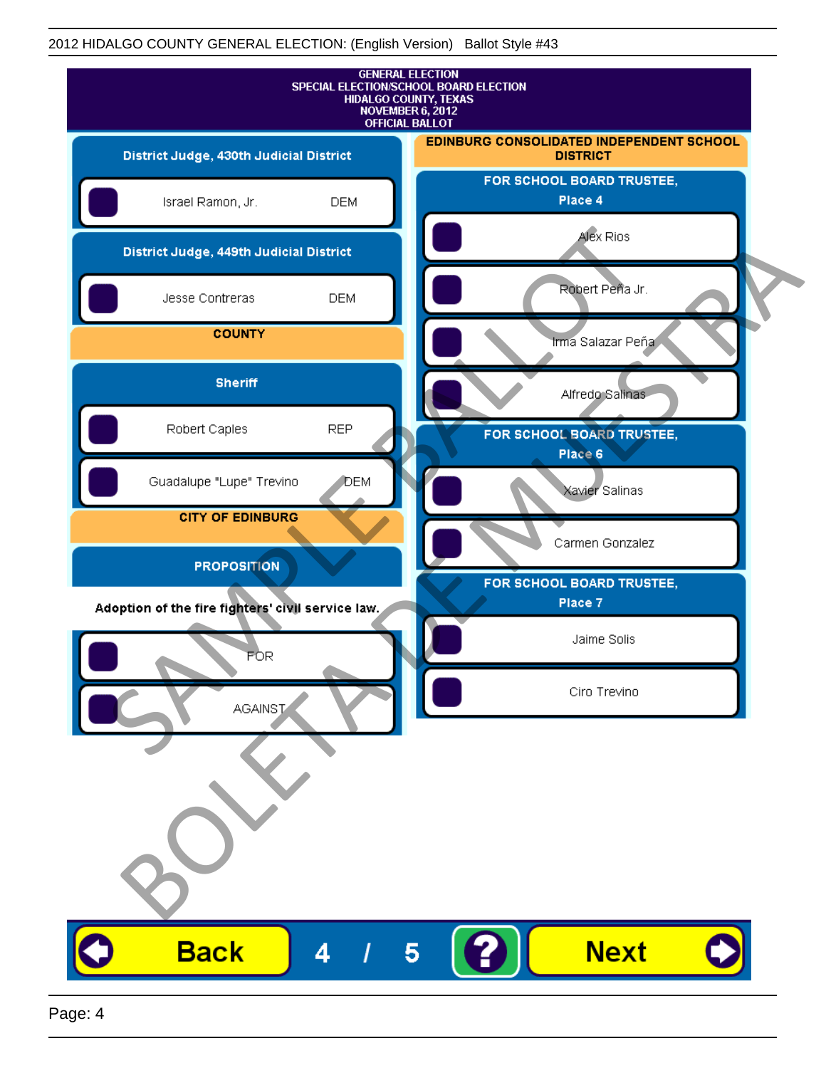2012 HIDALGO COUNTY GENERAL ELECTION: (English Version) Ballot Style #43

GENERAL ELECTION
SPECIAL ELECTION/SCHOOL BOARD ELECTION
HIDALGO COUNTY, TEXAS
NOVEMBER 6, 2012
OFFICIAL BALLOT

## District Judge, 430th Judicial District

- Israel Ramon, Jr. — DEM

## District Judge, 449th Judicial District

- Jesse Contreras — DEM

## COUNTY

### Sheriff

- Robert Caples — REP
- Guadalupe "Lupe" Trevino — DEM

## CITY OF EDINBURG

### PROPOSITION

Adoption of the fire fighters' civil service law.

- FOR
- AGAINST

## EDINBURG CONSOLIDATED INDEPENDENT SCHOOL DISTRICT

### FOR SCHOOL BOARD TRUSTEE, Place 4

- Alex Rios
- Robert Peña Jr.
- Irma Salazar Peña
- Alfredo Salinas

### FOR SCHOOL BOARD TRUSTEE, Place 6

- Xavier Salinas
- Carmen Gonzalez

### FOR SCHOOL BOARD TRUSTEE, Place 7

- Jaime Solis
- Ciro Trevino

SAMPLE BALLOT
BOLETA DE MUESTRA

Back 4 / 5 ? Next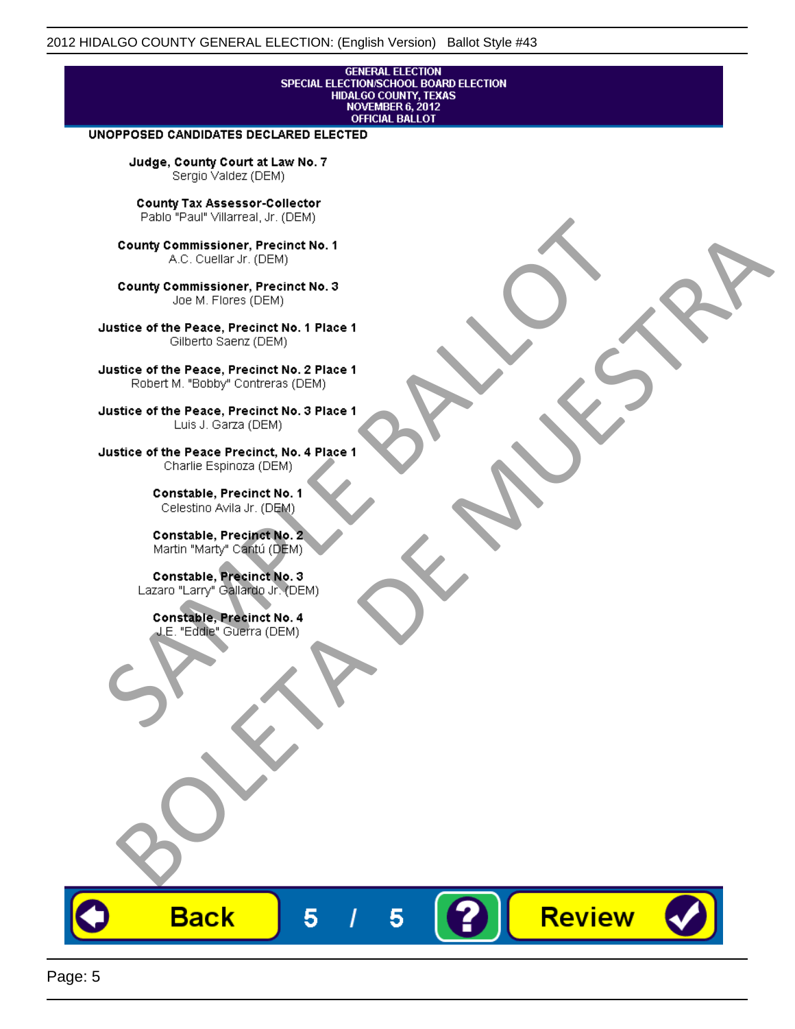# GENERAL ELECTION
## SPECIAL ELECTION/SCHOOL BOARD ELECTION
## HIDALGO COUNTY, TEXAS
## NOVEMBER 6, 2012
## OFFICIAL BALLOT

**UNOPPOSED CANDIDATES DECLARED ELECTED**

**Judge, County Court at Law No. 7**
Sergio Valdez (DEM)

**County Tax Assessor-Collector**
Pablo "Paul" Villarreal, Jr. (DEM)

**County Commissioner, Precinct No. 1**
A.C. Cuellar Jr. (DEM)

**County Commissioner, Precinct No. 3**
Joe M. Flores (DEM)

**Justice of the Peace, Precinct No. 1 Place 1**
Gilberto Saenz (DEM)

**Justice of the Peace, Precinct No. 2 Place 1**
Robert M. "Bobby" Contreras (DEM)

**Justice of the Peace, Precinct No. 3 Place 1**
Luis J. Garza (DEM)

**Justice of the Peace Precinct, No. 4 Place 1**
Charlie Espinoza (DEM)

**Constable, Precinct No. 1**
Celestino Avila Jr. (DEM)

**Constable, Precinct No. 2**
Martin "Marty" Cantú (DEM)

**Constable, Precinct No. 3**
Lazaro "Larry" Gallardo Jr. (DEM)

**Constable, Precinct No. 4**
J.E. "Eddie" Guerra (DEM)

SAMPLE BALLOT
BOLETA DE MUESTRA

Back 5 / 5 ? Review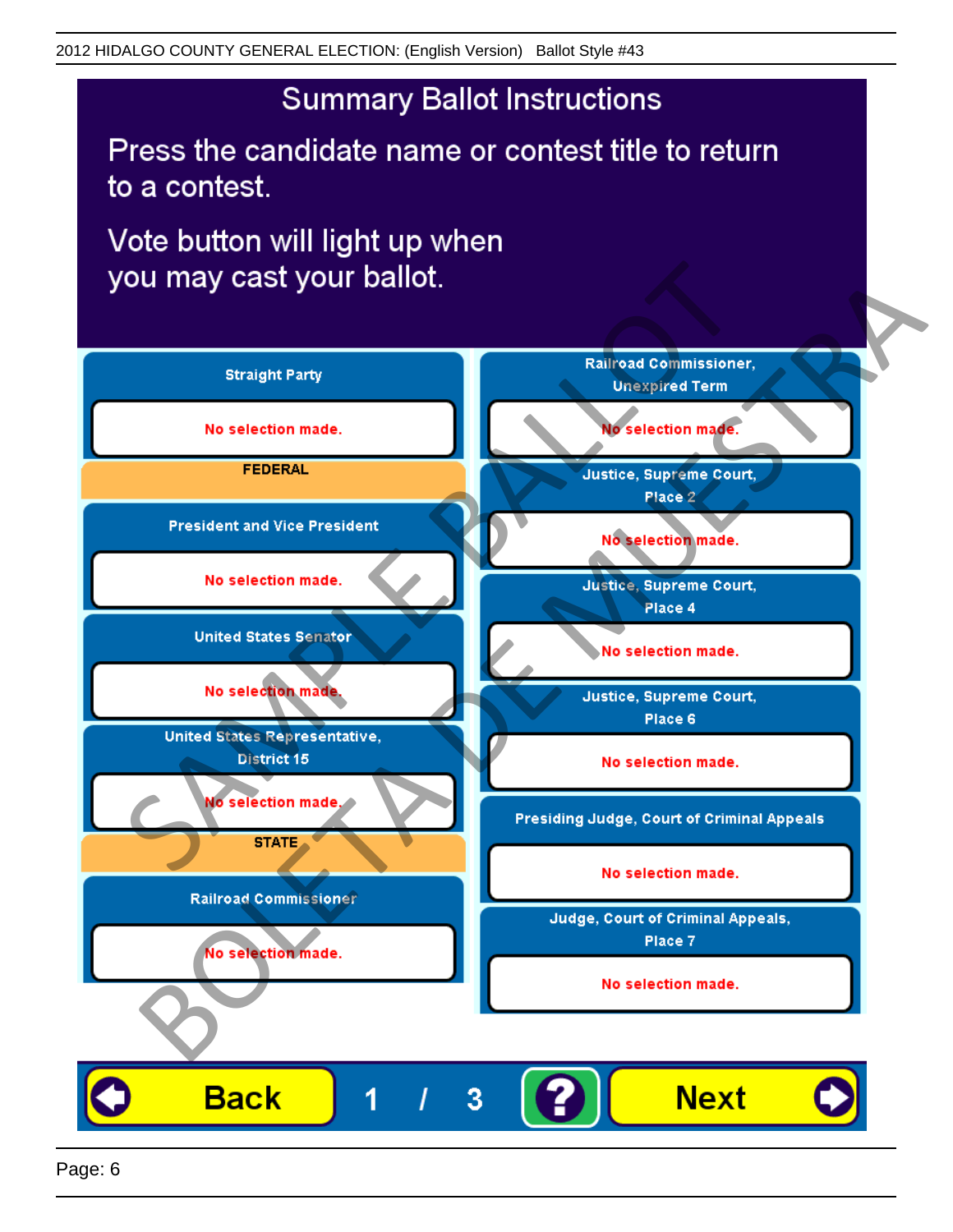2012 HIDALGO COUNTY GENERAL ELECTION: (English Version)   Ballot Style #43

# Summary Ballot Instructions

Press the candidate name or contest title to return to a contest.

Vote button will light up when you may cast your ballot.

**Straight Party**

No selection made.

**FEDERAL**

**President and Vice President**

No selection made.

**United States Senator**

No selection made.

**United States Representative, District 15**

No selection made.

**STATE**

**Railroad Commissioner**

No selection made.

**Railroad Commissioner, Unexpired Term**

No selection made.

**Justice, Supreme Court, Place 2**

No selection made.

**Justice, Supreme Court, Place 4**

No selection made.

**Justice, Supreme Court, Place 6**

No selection made.

**Presiding Judge, Court of Criminal Appeals**

No selection made.

**Judge, Court of Criminal Appeals, Place 7**

No selection made.

Back   1 / 3   ?   Next

SAMPLE BALLOT BOLETA DE MUESTRA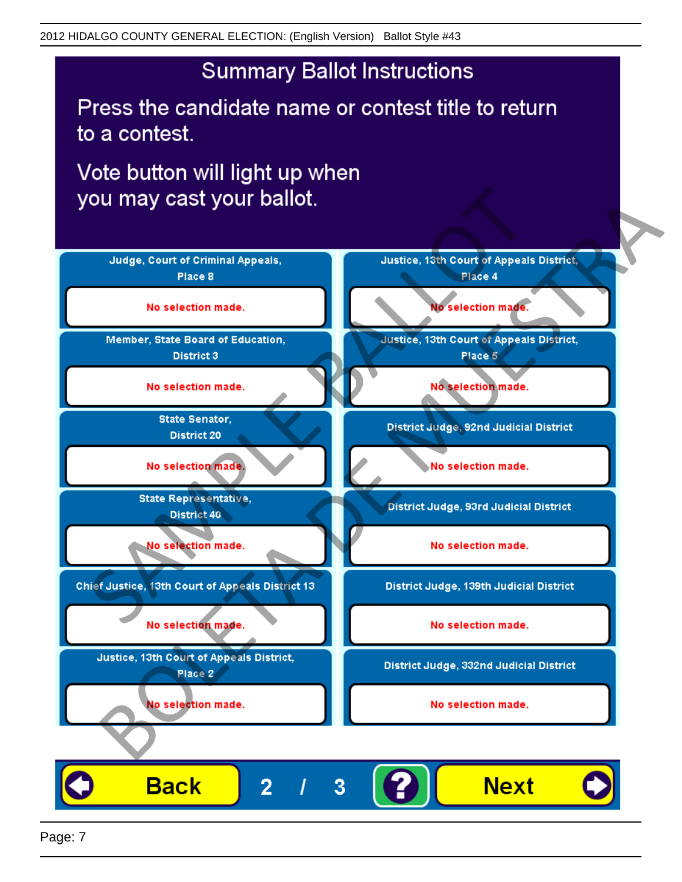2012 HIDALGO COUNTY GENERAL ELECTION: (English Version) Ballot Style #43

# Summary Ballot Instructions

Press the candidate name or contest title to return to a contest.

Vote button will light up when you may cast your ballot.

| Contest | Selection |
| --- | --- |
| Judge, Court of Criminal Appeals, Place 8 | No selection made. |
| Member, State Board of Education, District 3 | No selection made. |
| State Senator, District 20 | No selection made. |
| State Representative, District 40 | No selection made. |
| Chief Justice, 13th Court of Appeals District 13 | No selection made. |
| Justice, 13th Court of Appeals District, Place 2 | No selection made. |
| Justice, 13th Court of Appeals District, Place 4 | No selection made. |
| Justice, 13th Court of Appeals District, Place 5 | No selection made. |
| District Judge, 92nd Judicial District | No selection made. |
| District Judge, 93rd Judicial District | No selection made. |
| District Judge, 139th Judicial District | No selection made. |
| District Judge, 332nd Judicial District | No selection made. |

Back 2 / 3 ? Next

SAMPLE BALLOT BOLETA DE MUESTRA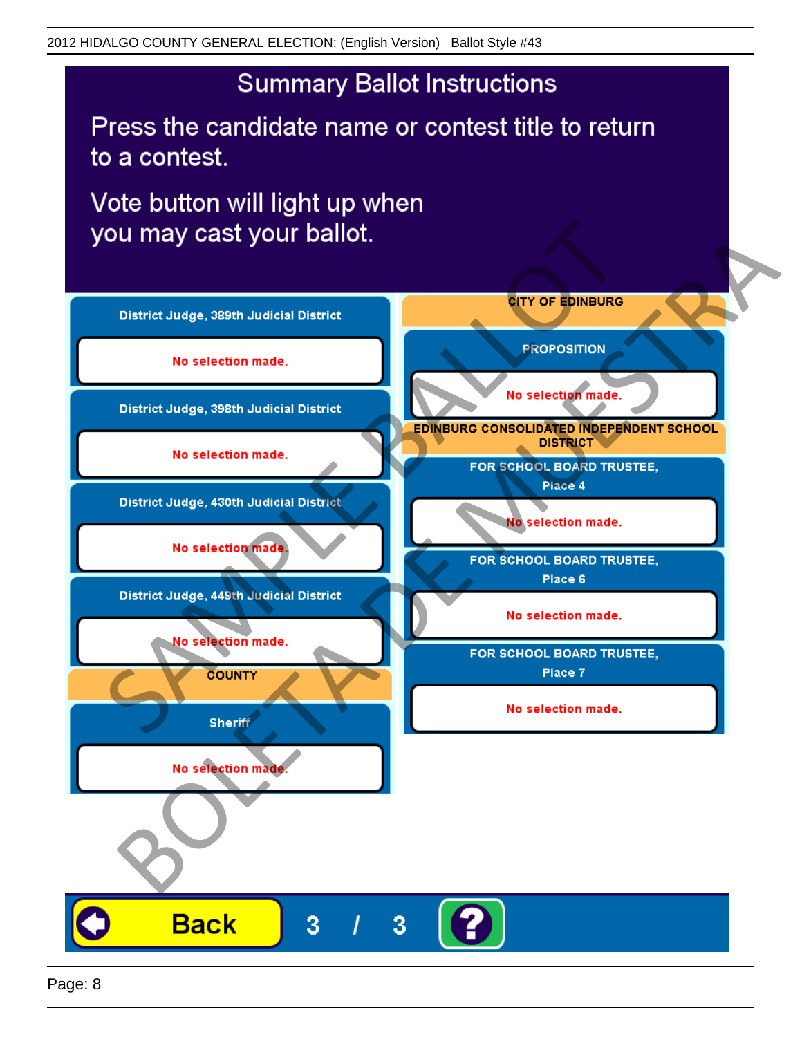2012 HIDALGO COUNTY GENERAL ELECTION: (English Version) Ballot Style #43

# Summary Ballot Instructions

Press the candidate name or contest title to return to a contest.

Vote button will light up when you may cast your ballot.

**District Judge, 389th Judicial District**

No selection made.

**District Judge, 398th Judicial District**

No selection made.

**District Judge, 430th Judicial District**

No selection made.

**District Judge, 449th Judicial District**

No selection made.

**COUNTY**

**Sheriff**

No selection made.

**CITY OF EDINBURG**

**PROPOSITION**

No selection made.

**EDINBURG CONSOLIDATED INDEPENDENT SCHOOL DISTRICT**

**FOR SCHOOL BOARD TRUSTEE, Place 4**

No selection made.

**FOR SCHOOL BOARD TRUSTEE, Place 6**

No selection made.

**FOR SCHOOL BOARD TRUSTEE, Place 7**

No selection made.

Back 3 / 3 ?

SAMPLE BALLOT BOLETA DE MUESTRA